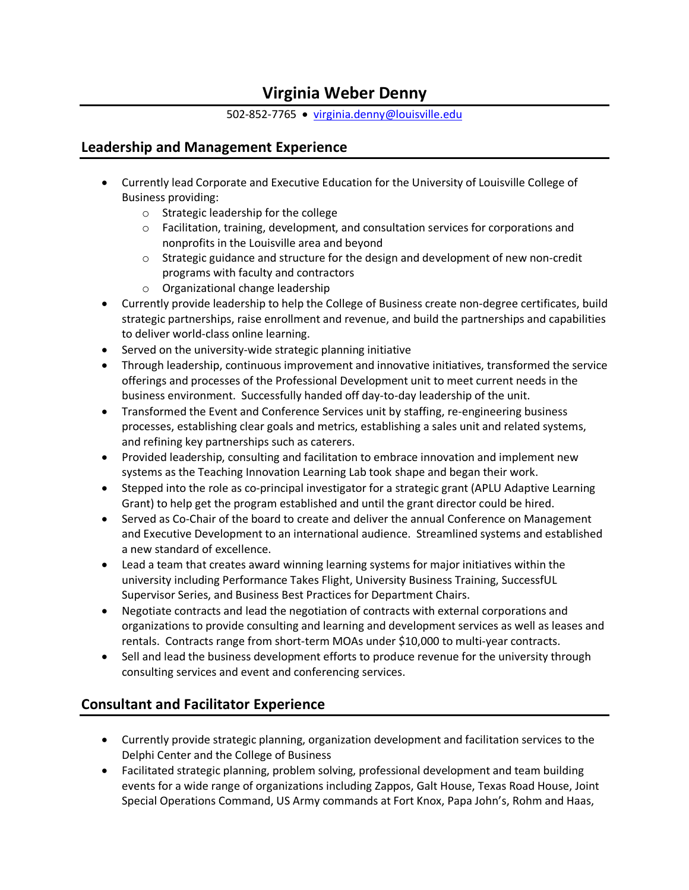# Virginia Weber Denny

502-852-7765 • virginia.denny@louisville.edu

## Leadership and Management Experience

- Currently lead Corporate and Executive Education for the University of Louisville College of Business providing:
  - Strategic leadership for the college
  - Facilitation, training, development, and consultation services for corporations and nonprofits in the Louisville area and beyond
  - Strategic guidance and structure for the design and development of new non-credit programs with faculty and contractors
  - Organizational change leadership
- Currently provide leadership to help the College of Business create non-degree certificates, build strategic partnerships, raise enrollment and revenue, and build the partnerships and capabilities to deliver world-class online learning.
- Served on the university-wide strategic planning initiative
- Through leadership, continuous improvement and innovative initiatives, transformed the service offerings and processes of the Professional Development unit to meet current needs in the business environment. Successfully handed off day-to-day leadership of the unit.
- Transformed the Event and Conference Services unit by staffing, re-engineering business processes, establishing clear goals and metrics, establishing a sales unit and related systems, and refining key partnerships such as caterers.
- Provided leadership, consulting and facilitation to embrace innovation and implement new systems as the Teaching Innovation Learning Lab took shape and began their work.
- Stepped into the role as co-principal investigator for a strategic grant (APLU Adaptive Learning Grant) to help get the program established and until the grant director could be hired.
- Served as Co-Chair of the board to create and deliver the annual Conference on Management and Executive Development to an international audience. Streamlined systems and established a new standard of excellence.
- Lead a team that creates award winning learning systems for major initiatives within the university including Performance Takes Flight, University Business Training, SuccessfUL Supervisor Series, and Business Best Practices for Department Chairs.
- Negotiate contracts and lead the negotiation of contracts with external corporations and organizations to provide consulting and learning and development services as well as leases and rentals. Contracts range from short-term MOAs under $10,000 to multi-year contracts.
- Sell and lead the business development efforts to produce revenue for the university through consulting services and event and conferencing services.

## Consultant and Facilitator Experience

- Currently provide strategic planning, organization development and facilitation services to the Delphi Center and the College of Business
- Facilitated strategic planning, problem solving, professional development and team building events for a wide range of organizations including Zappos, Galt House, Texas Road House, Joint Special Operations Command, US Army commands at Fort Knox, Papa John's, Rohm and Haas,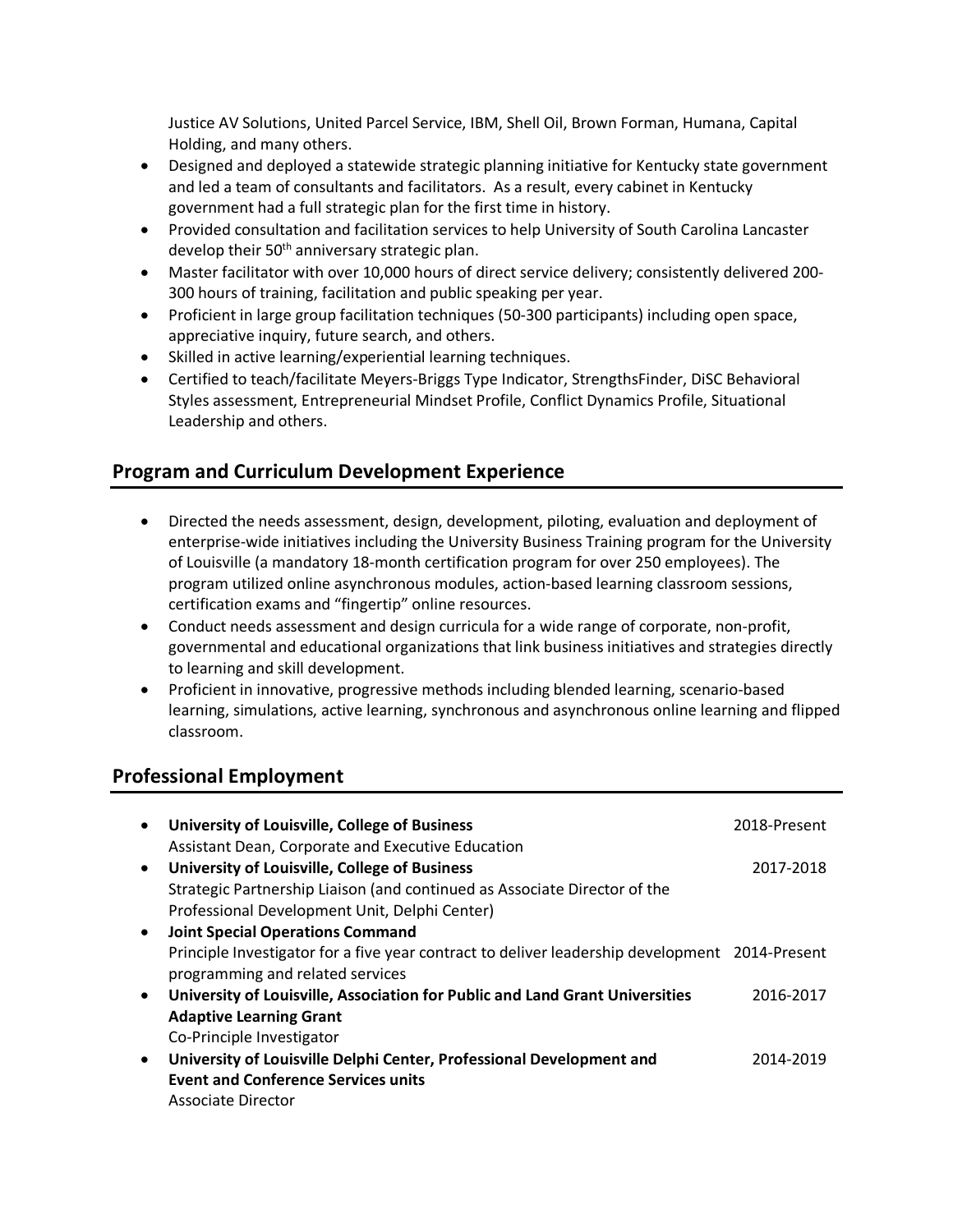Justice AV Solutions, United Parcel Service, IBM, Shell Oil, Brown Forman, Humana, Capital Holding, and many others.

- Designed and deployed a statewide strategic planning initiative for Kentucky state government and led a team of consultants and facilitators. As a result, every cabinet in Kentucky government had a full strategic plan for the first time in history.
- Provided consultation and facilitation services to help University of South Carolina Lancaster develop their 50th anniversary strategic plan.
- Master facilitator with over 10,000 hours of direct service delivery; consistently delivered 200-300 hours of training, facilitation and public speaking per year.
- Proficient in large group facilitation techniques (50-300 participants) including open space, appreciative inquiry, future search, and others.
- Skilled in active learning/experiential learning techniques.
- Certified to teach/facilitate Meyers-Briggs Type Indicator, StrengthsFinder, DiSC Behavioral Styles assessment, Entrepreneurial Mindset Profile, Conflict Dynamics Profile, Situational Leadership and others.

## Program and Curriculum Development Experience

- Directed the needs assessment, design, development, piloting, evaluation and deployment of enterprise-wide initiatives including the University Business Training program for the University of Louisville (a mandatory 18-month certification program for over 250 employees). The program utilized online asynchronous modules, action-based learning classroom sessions, certification exams and "fingertip" online resources.
- Conduct needs assessment and design curricula for a wide range of corporate, non-profit, governmental and educational organizations that link business initiatives and strategies directly to learning and skill development.
- Proficient in innovative, progressive methods including blended learning, scenario-based learning, simulations, active learning, synchronous and asynchronous online learning and flipped classroom.

## Professional Employment

- **University of Louisville, College of Business** — 2018-Present
  Assistant Dean, Corporate and Executive Education
- **University of Louisville, College of Business** — 2017-2018
  Strategic Partnership Liaison (and continued as Associate Director of the Professional Development Unit, Delphi Center)
- **Joint Special Operations Command** — 2014-Present
  Principle Investigator for a five year contract to deliver leadership development programming and related services
- **University of Louisville, Association for Public and Land Grant Universities Adaptive Learning Grant** — 2016-2017
  Co-Principle Investigator
- **University of Louisville Delphi Center, Professional Development and Event and Conference Services units** — 2014-2019
  Associate Director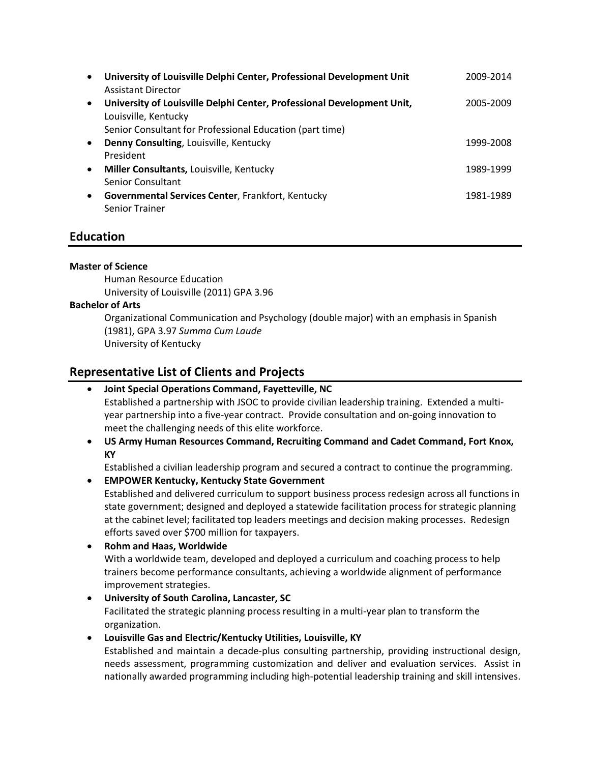- **University of Louisville Delphi Center, Professional Development Unit** 2009-2014
  Assistant Director
- **University of Louisville Delphi Center, Professional Development Unit,** 2005-2009
  Louisville, Kentucky
  Senior Consultant for Professional Education (part time)
- **Denny Consulting**, Louisville, Kentucky 1999-2008
  President
- **Miller Consultants,** Louisville, Kentucky 1989-1999
  Senior Consultant
- **Governmental Services Center**, Frankfort, Kentucky 1981-1989
  Senior Trainer

## Education

**Master of Science**

Human Resource Education
University of Louisville (2011) GPA 3.96

**Bachelor of Arts**

Organizational Communication and Psychology (double major) with an emphasis in Spanish (1981), GPA 3.97 *Summa Cum Laude*
University of Kentucky

## Representative List of Clients and Projects

- **Joint Special Operations Command, Fayetteville, NC**
  Established a partnership with JSOC to provide civilian leadership training. Extended a multi-year partnership into a five-year contract. Provide consultation and on-going innovation to meet the challenging needs of this elite workforce.
- **US Army Human Resources Command, Recruiting Command and Cadet Command, Fort Knox, KY**
  Established a civilian leadership program and secured a contract to continue the programming.
- **EMPOWER Kentucky, Kentucky State Government**
  Established and delivered curriculum to support business process redesign across all functions in state government; designed and deployed a statewide facilitation process for strategic planning at the cabinet level; facilitated top leaders meetings and decision making processes. Redesign efforts saved over $700 million for taxpayers.
- **Rohm and Haas, Worldwide**
  With a worldwide team, developed and deployed a curriculum and coaching process to help trainers become performance consultants, achieving a worldwide alignment of performance improvement strategies.
- **University of South Carolina, Lancaster, SC**
  Facilitated the strategic planning process resulting in a multi-year plan to transform the organization.
- **Louisville Gas and Electric/Kentucky Utilities, Louisville, KY**
  Established and maintain a decade-plus consulting partnership, providing instructional design, needs assessment, programming customization and deliver and evaluation services. Assist in nationally awarded programming including high-potential leadership training and skill intensives.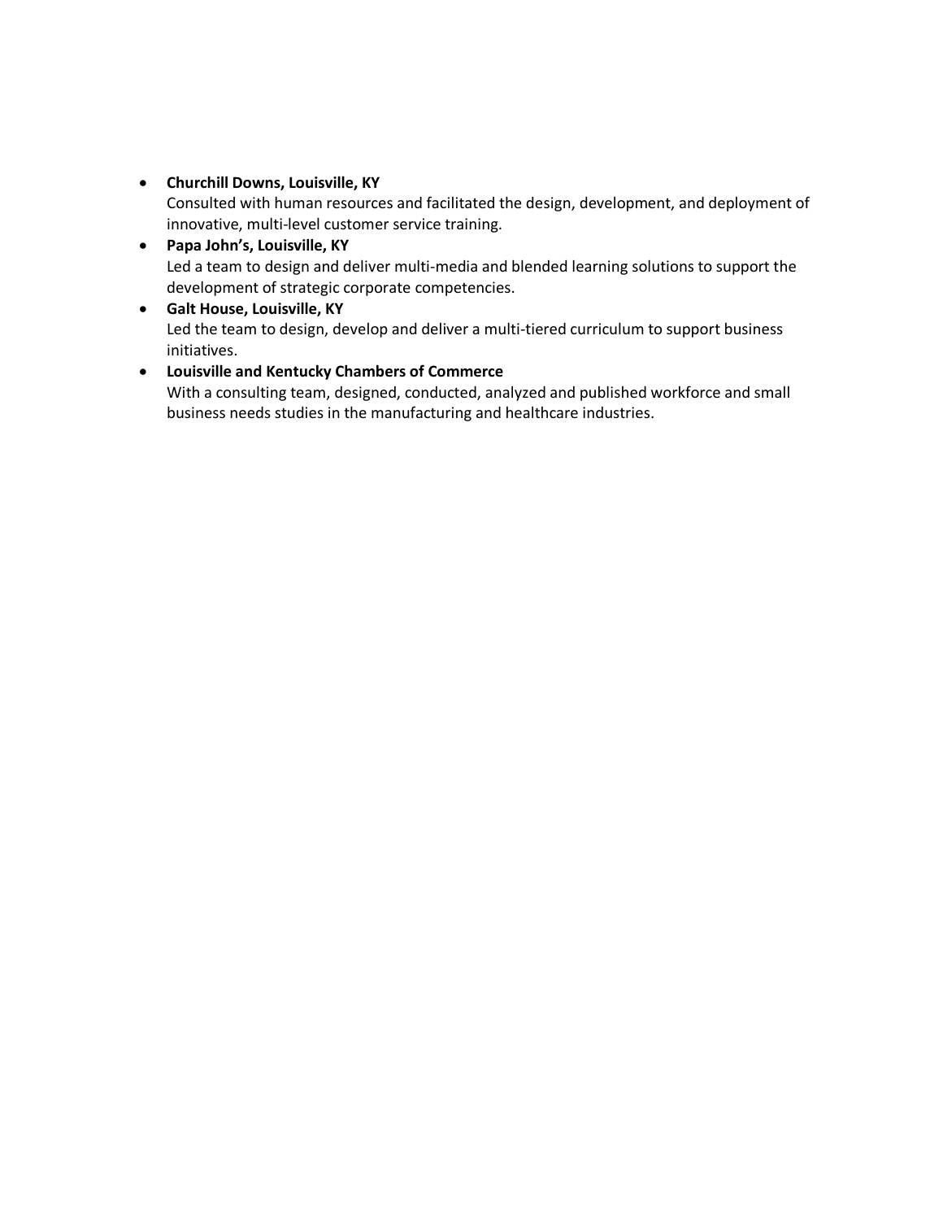- **Churchill Downs, Louisville, KY**
  Consulted with human resources and facilitated the design, development, and deployment of innovative, multi-level customer service training.
- **Papa John's, Louisville, KY**
  Led a team to design and deliver multi-media and blended learning solutions to support the development of strategic corporate competencies.
- **Galt House, Louisville, KY**
  Led the team to design, develop and deliver a multi-tiered curriculum to support business initiatives.
- **Louisville and Kentucky Chambers of Commerce**
  With a consulting team, designed, conducted, analyzed and published workforce and small business needs studies in the manufacturing and healthcare industries.